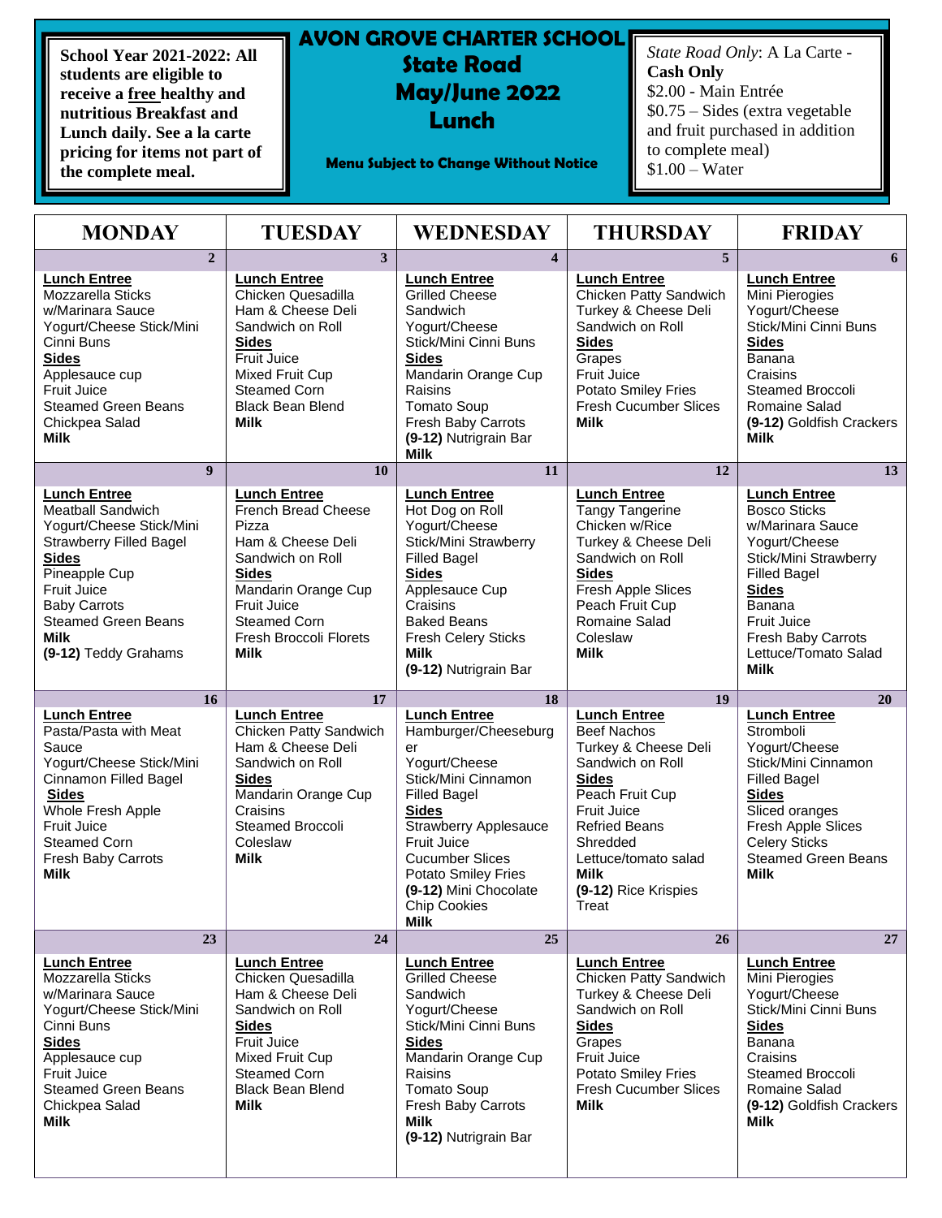# AVON GROVE CHARTER SCHOOL
## State Road
## May/June 2022
## Lunch

**Menu Subject to Change Without Notice**

**School Year 2021-2022: All students are eligible to receive a free healthy and nutritious Breakfast and Lunch daily. See a la carte pricing for items not part of the complete meal.**

*State Road Only*: A La Carte - **Cash Only**
$2.00 - Main Entrée
$0.75 – Sides (extra vegetable and fruit purchased in addition to complete meal)
$1.00 – Water

| MONDAY | TUESDAY | WEDNESDAY | THURSDAY | FRIDAY |
|---|---|---|---|---|
| **2** | **3** | **4** | **5** | **6** |
| **Lunch Entree**<br>Mozzarella Sticks w/Marinara Sauce<br>Yogurt/Cheese Stick/Mini Cinni Buns<br>**Sides**<br>Applesauce cup<br>Fruit Juice<br>Steamed Green Beans<br>Chickpea Salad<br>**Milk** | **Lunch Entree**<br>Chicken Quesadilla<br>Ham & Cheese Deli Sandwich on Roll<br>**Sides**<br>Fruit Juice<br>Mixed Fruit Cup<br>Steamed Corn<br>Black Bean Blend<br>**Milk** | **Lunch Entree**<br>Grilled Cheese Sandwich<br>Yogurt/Cheese Stick/Mini Cinni Buns<br>**Sides**<br>Mandarin Orange Cup<br>Raisins<br>Tomato Soup<br>Fresh Baby Carrots<br>**(9-12)** Nutrigrain Bar<br>**Milk** | **Lunch Entree**<br>Chicken Patty Sandwich<br>Turkey & Cheese Deli Sandwich on Roll<br>**Sides**<br>Grapes<br>Fruit Juice<br>Potato Smiley Fries<br>Fresh Cucumber Slices<br>**Milk** | **Lunch Entree**<br>Mini Pierogies<br>Yogurt/Cheese Stick/Mini Cinni Buns<br>**Sides**<br>Banana<br>Craisins<br>Steamed Broccoli<br>Romaine Salad<br>**(9-12)** Goldfish Crackers<br>**Milk** |
| **9** | **10** | **11** | **12** | **13** |
| **Lunch Entree**<br>Meatball Sandwich<br>Yogurt/Cheese Stick/Mini Strawberry Filled Bagel<br>**Sides**<br>Pineapple Cup<br>Fruit Juice<br>Baby Carrots<br>Steamed Green Beans<br>**Milk**<br>**(9-12)** Teddy Grahams | **Lunch Entree**<br>French Bread Cheese Pizza<br>Ham & Cheese Deli Sandwich on Roll<br>**Sides**<br>Mandarin Orange Cup<br>Fruit Juice<br>Steamed Corn<br>Fresh Broccoli Florets<br>**Milk** | **Lunch Entree**<br>Hot Dog on Roll<br>Yogurt/Cheese Stick/Mini Strawberry Filled Bagel<br>**Sides**<br>Applesauce Cup<br>Craisins<br>Baked Beans<br>Fresh Celery Sticks<br>**Milk**<br>**(9-12)** Nutrigrain Bar | **Lunch Entree**<br>Tangy Tangerine Chicken w/Rice<br>Turkey & Cheese Deli Sandwich on Roll<br>**Sides**<br>Fresh Apple Slices<br>Peach Fruit Cup<br>Romaine Salad<br>Coleslaw<br>**Milk** | **Lunch Entree**<br>Bosco Sticks w/Marinara Sauce<br>Yogurt/Cheese Stick/Mini Strawberry Filled Bagel<br>**Sides**<br>Banana<br>Fruit Juice<br>Fresh Baby Carrots<br>Lettuce/Tomato Salad<br>**Milk** |
| **16** | **17** | **18** | **19** | **20** |
| **Lunch Entree**<br>Pasta/Pasta with Meat Sauce<br>Yogurt/Cheese Stick/Mini Cinnamon Filled Bagel<br>**Sides**<br>Whole Fresh Apple<br>Fruit Juice<br>Steamed Corn<br>Fresh Baby Carrots<br>**Milk** | **Lunch Entree**<br>Chicken Patty Sandwich<br>Ham & Cheese Deli Sandwich on Roll<br>**Sides**<br>Mandarin Orange Cup<br>Craisins<br>Steamed Broccoli<br>Coleslaw<br>**Milk** | **Lunch Entree**<br>Hamburger/Cheeseburger<br>Yogurt/Cheese Stick/Mini Cinnamon Filled Bagel<br>**Sides**<br>Strawberry Applesauce<br>Fruit Juice<br>Cucumber Slices<br>Potato Smiley Fries<br>**(9-12)** Mini Chocolate Chip Cookies<br>**Milk** | **Lunch Entree**<br>Beef Nachos<br>Turkey & Cheese Deli Sandwich on Roll<br>**Sides**<br>Peach Fruit Cup<br>Fruit Juice<br>Refried Beans<br>Shredded Lettuce/tomato salad<br>**Milk**<br>**(9-12)** Rice Krispies Treat | **Lunch Entree**<br>Stromboli<br>Yogurt/Cheese Stick/Mini Cinnamon Filled Bagel<br>**Sides**<br>Sliced oranges<br>Fresh Apple Slices<br>Celery Sticks<br>Steamed Green Beans<br>**Milk** |
| **23** | **24** | **25** | **26** | **27** |
| **Lunch Entree**<br>Mozzarella Sticks w/Marinara Sauce<br>Yogurt/Cheese Stick/Mini Cinni Buns<br>**Sides**<br>Applesauce cup<br>Fruit Juice<br>Steamed Green Beans<br>Chickpea Salad<br>**Milk** | **Lunch Entree**<br>Chicken Quesadilla<br>Ham & Cheese Deli Sandwich on Roll<br>**Sides**<br>Fruit Juice<br>Mixed Fruit Cup<br>Steamed Corn<br>Black Bean Blend<br>**Milk** | **Lunch Entree**<br>Grilled Cheese Sandwich<br>Yogurt/Cheese Stick/Mini Cinni Buns<br>**Sides**<br>Mandarin Orange Cup<br>Raisins<br>Tomato Soup<br>Fresh Baby Carrots<br>**Milk**<br>**(9-12)** Nutrigrain Bar | **Lunch Entree**<br>Chicken Patty Sandwich<br>Turkey & Cheese Deli Sandwich on Roll<br>**Sides**<br>Grapes<br>Fruit Juice<br>Potato Smiley Fries<br>Fresh Cucumber Slices<br>**Milk** | **Lunch Entree**<br>Mini Pierogies<br>Yogurt/Cheese Stick/Mini Cinni Buns<br>**Sides**<br>Banana<br>Craisins<br>Steamed Broccoli<br>Romaine Salad<br>**(9-12)** Goldfish Crackers<br>**Milk** |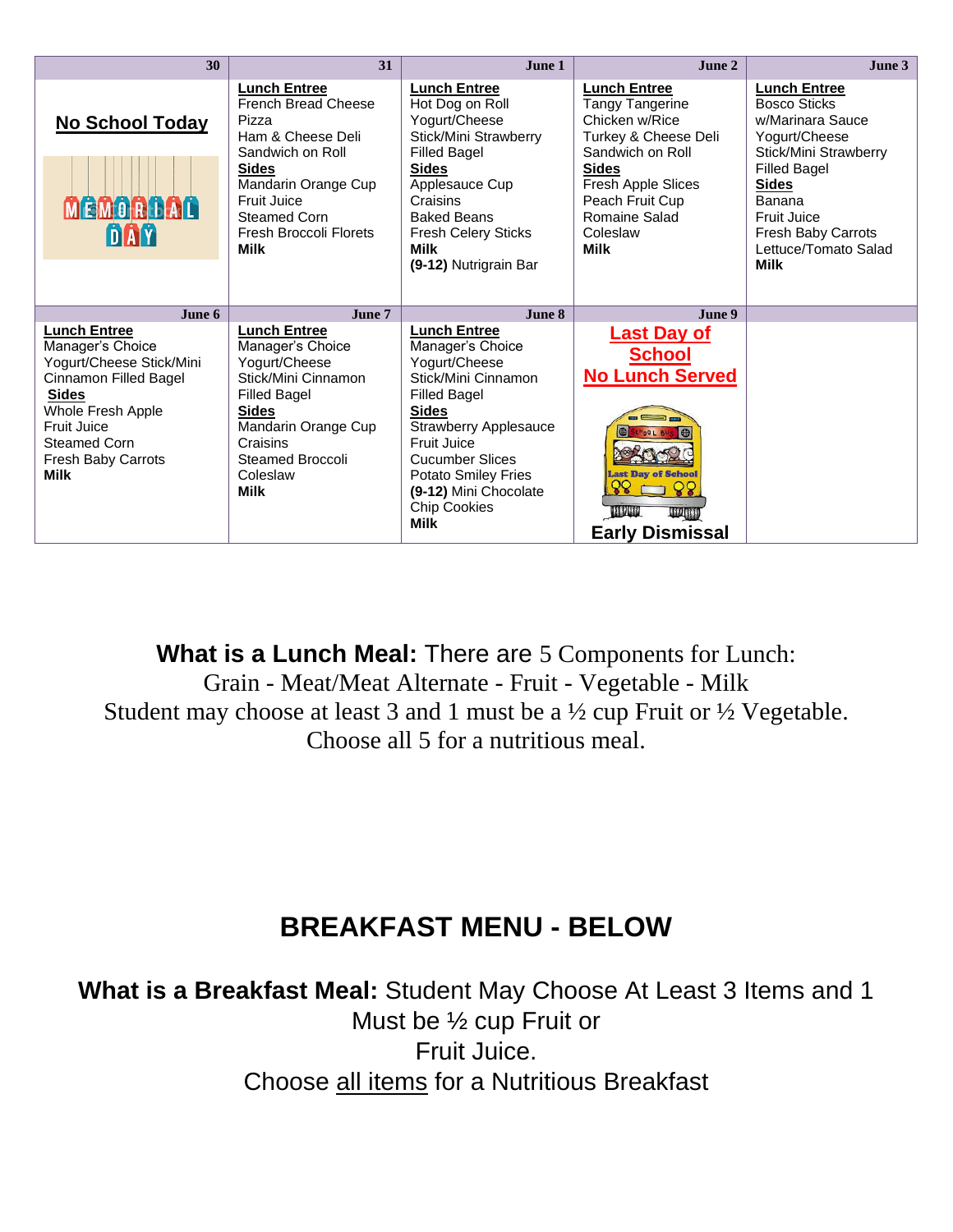| 30 | 31 | June 1 | June 2 | June 3 |
|---|---|---|---|---|
| **No School Today** MEMORIAL DAY | **Lunch Entree** French Bread Cheese Pizza Ham & Cheese Deli Sandwich on Roll **Sides** Mandarin Orange Cup Fruit Juice Steamed Corn Fresh Broccoli Florets **Milk** | **Lunch Entree** Hot Dog on Roll Yogurt/Cheese Stick/Mini Strawberry Filled Bagel **Sides** Applesauce Cup Craisins Baked Beans Fresh Celery Sticks **Milk** **(9-12)** Nutrigrain Bar | **Lunch Entree** Tangy Tangerine Chicken w/Rice Turkey & Cheese Deli Sandwich on Roll **Sides** Fresh Apple Slices Peach Fruit Cup Romaine Salad Coleslaw **Milk** | **Lunch Entree** Bosco Sticks w/Marinara Sauce Yogurt/Cheese Stick/Mini Strawberry Filled Bagel **Sides** Banana Fruit Juice Fresh Baby Carrots Lettuce/Tomato Salad **Milk** |
| **June 6** | **June 7** | **June 8** | **June 9** | |
| **Lunch Entree** Manager's Choice Yogurt/Cheese Stick/Mini Cinnamon Filled Bagel **Sides** Whole Fresh Apple Fruit Juice Steamed Corn Fresh Baby Carrots **Milk** | **Lunch Entree** Manager's Choice Yogurt/Cheese Stick/Mini Cinnamon Filled Bagel **Sides** Mandarin Orange Cup Craisins Steamed Broccoli Coleslaw **Milk** | **Lunch Entree** Manager's Choice Yogurt/Cheese Stick/Mini Cinnamon Filled Bagel **Sides** Strawberry Applesauce Fruit Juice Cucumber Slices Potato Smiley Fries **(9-12)** Mini Chocolate Chip Cookies **Milk** | **Last Day of School** **No Lunch Served** Last Day of School **Early Dismissal** | |

**What is a Lunch Meal:** There are 5 Components for Lunch:
Grain - Meat/Meat Alternate - Fruit - Vegetable - Milk
Student may choose at least 3 and 1 must be a ½ cup Fruit or ½ Vegetable.
Choose all 5 for a nutritious meal.

## BREAKFAST MENU - BELOW

**What is a Breakfast Meal:** Student May Choose At Least 3 Items and 1 Must be ½ cup Fruit or Fruit Juice.
Choose all items for a Nutritious Breakfast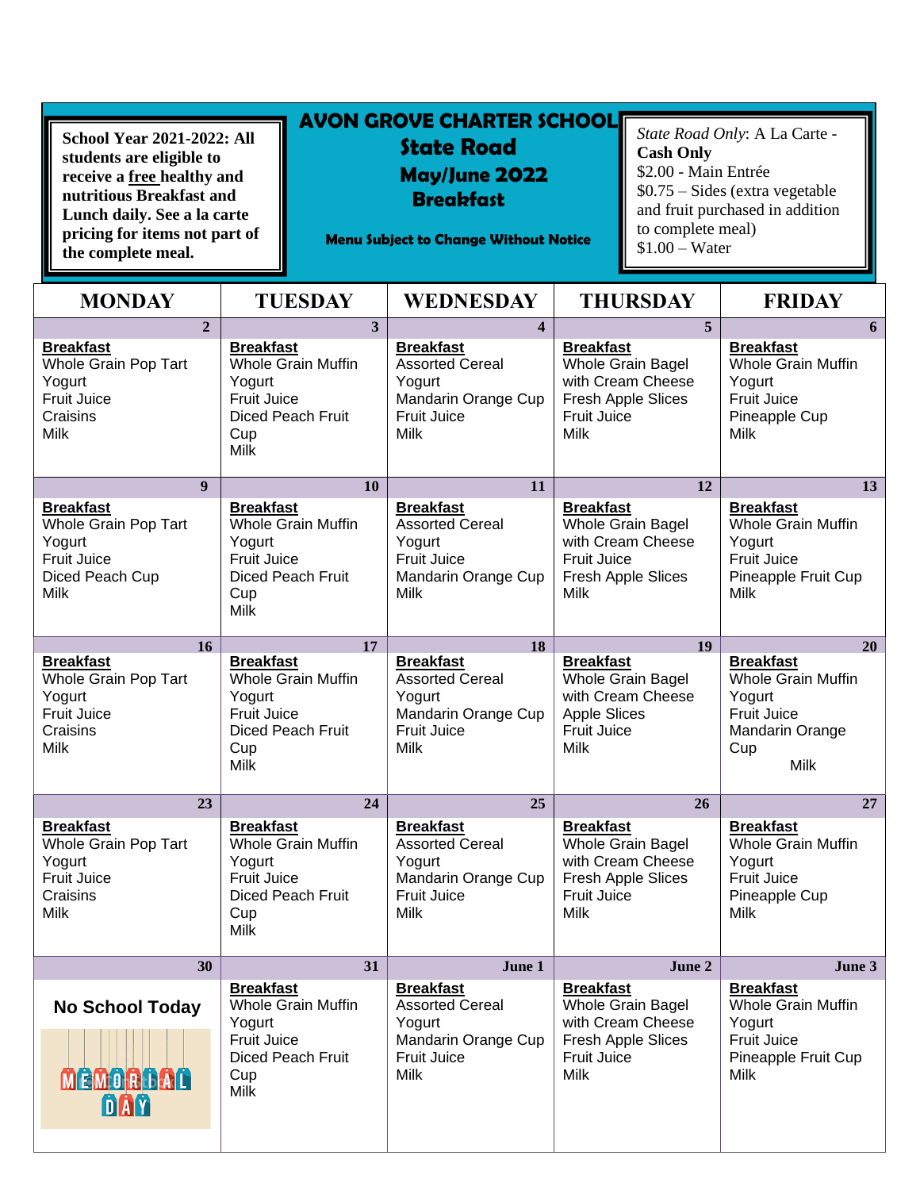**School Year 2021-2022: All students are eligible to receive a free healthy and nutritious Breakfast and Lunch daily. See a la carte pricing for items not part of the complete meal.**

# AVON GROVE CHARTER SCHOOL
## State Road
## May/June 2022
## Breakfast

**Menu Subject to Change Without Notice**

*State Road Only*: A La Carte - **Cash Only**
$2.00 - Main Entrée
$0.75 – Sides (extra vegetable and fruit purchased in addition to complete meal)
$1.00 – Water

| MONDAY | TUESDAY | WEDNESDAY | THURSDAY | FRIDAY |
|---|---|---|---|---|
| **2** | **3** | **4** | **5** | **6** |
| **Breakfast**<br>Whole Grain Pop Tart<br>Yogurt<br>Fruit Juice<br>Craisins<br>Milk | **Breakfast**<br>Whole Grain Muffin<br>Yogurt<br>Fruit Juice<br>Diced Peach Fruit Cup<br>Milk | **Breakfast**<br>Assorted Cereal<br>Yogurt<br>Mandarin Orange Cup<br>Fruit Juice<br>Milk | **Breakfast**<br>Whole Grain Bagel with Cream Cheese<br>Fresh Apple Slices<br>Fruit Juice<br>Milk | **Breakfast**<br>Whole Grain Muffin<br>Yogurt<br>Fruit Juice<br>Pineapple Cup<br>Milk |
| **9** | **10** | **11** | **12** | **13** |
| **Breakfast**<br>Whole Grain Pop Tart<br>Yogurt<br>Fruit Juice<br>Diced Peach Cup<br>Milk | **Breakfast**<br>Whole Grain Muffin<br>Yogurt<br>Fruit Juice<br>Diced Peach Fruit Cup<br>Milk | **Breakfast**<br>Assorted Cereal<br>Yogurt<br>Fruit Juice<br>Mandarin Orange Cup<br>Milk | **Breakfast**<br>Whole Grain Bagel with Cream Cheese<br>Fruit Juice<br>Fresh Apple Slices<br>Milk | **Breakfast**<br>Whole Grain Muffin<br>Yogurt<br>Fruit Juice<br>Pineapple Fruit Cup<br>Milk |
| **16** | **17** | **18** | **19** | **20** |
| **Breakfast**<br>Whole Grain Pop Tart<br>Yogurt<br>Fruit Juice<br>Craisins<br>Milk | **Breakfast**<br>Whole Grain Muffin<br>Yogurt<br>Fruit Juice<br>Diced Peach Fruit Cup<br>Milk | **Breakfast**<br>Assorted Cereal<br>Yogurt<br>Mandarin Orange Cup<br>Fruit Juice<br>Milk | **Breakfast**<br>Whole Grain Bagel with Cream Cheese<br>Apple Slices<br>Fruit Juice<br>Milk | **Breakfast**<br>Whole Grain Muffin<br>Yogurt<br>Fruit Juice<br>Mandarin Orange Cup<br>Milk |
| **23** | **24** | **25** | **26** | **27** |
| **Breakfast**<br>Whole Grain Pop Tart<br>Yogurt<br>Fruit Juice<br>Craisins<br>Milk | **Breakfast**<br>Whole Grain Muffin<br>Yogurt<br>Fruit Juice<br>Diced Peach Fruit Cup<br>Milk | **Breakfast**<br>Assorted Cereal<br>Yogurt<br>Mandarin Orange Cup<br>Fruit Juice<br>Milk | **Breakfast**<br>Whole Grain Bagel with Cream Cheese<br>Fresh Apple Slices<br>Fruit Juice<br>Milk | **Breakfast**<br>Whole Grain Muffin<br>Yogurt<br>Fruit Juice<br>Pineapple Cup<br>Milk |
| **30** | **31** | **June 1** | **June 2** | **June 3** |
| **No School Today**<br>MEMORIAL DAY | **Breakfast**<br>Whole Grain Muffin<br>Yogurt<br>Fruit Juice<br>Diced Peach Fruit Cup<br>Milk | **Breakfast**<br>Assorted Cereal<br>Yogurt<br>Mandarin Orange Cup<br>Fruit Juice<br>Milk | **Breakfast**<br>Whole Grain Bagel with Cream Cheese<br>Fresh Apple Slices<br>Fruit Juice<br>Milk | **Breakfast**<br>Whole Grain Muffin<br>Yogurt<br>Fruit Juice<br>Pineapple Fruit Cup<br>Milk |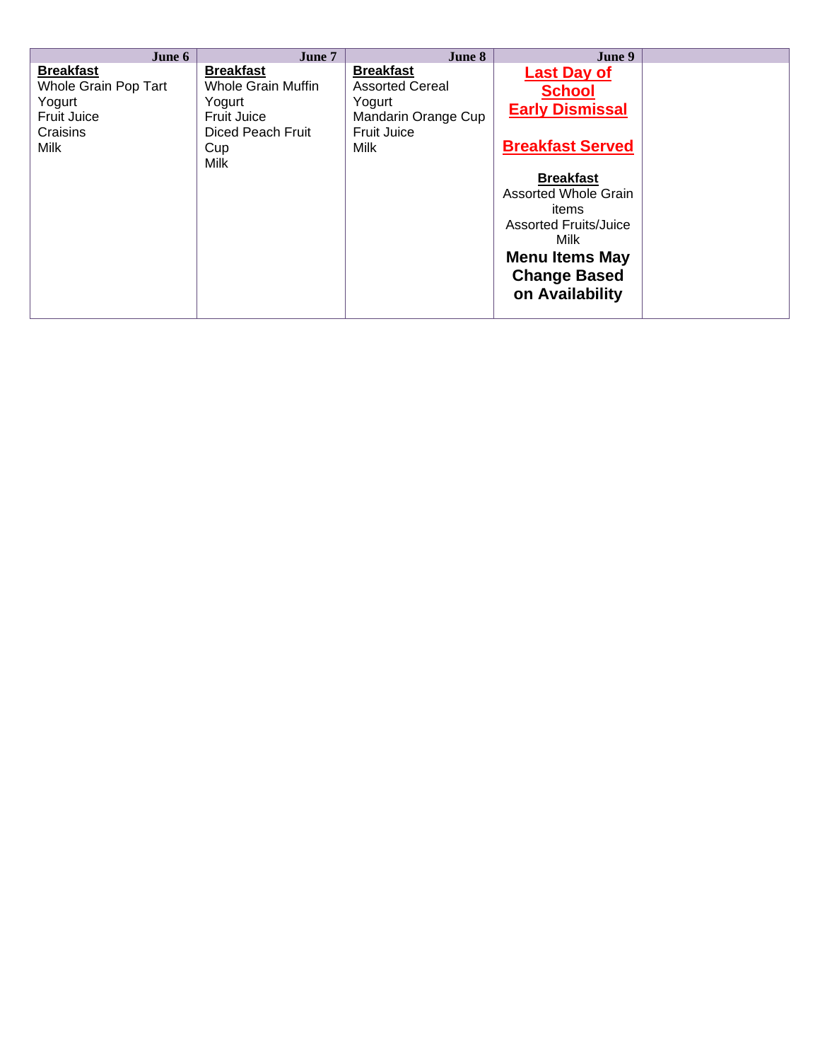| June 6 | June 7 | June 8 | June 9 | |
|---|---|---|---|---|
| **Breakfast**<br>Whole Grain Pop Tart<br>Yogurt<br>Fruit Juice<br>Craisins<br>Milk | **Breakfast**<br>Whole Grain Muffin<br>Yogurt<br>Fruit Juice<br>Diced Peach Fruit Cup<br>Milk | **Breakfast**<br>Assorted Cereal<br>Yogurt<br>Mandarin Orange Cup<br>Fruit Juice<br>Milk | **Last Day of School**<br>**Early Dismissal**<br><br>**Breakfast Served**<br><br>**Breakfast**<br>Assorted Whole Grain items<br>Assorted Fruits/Juice<br>Milk<br>**Menu Items May Change Based on Availability** | |